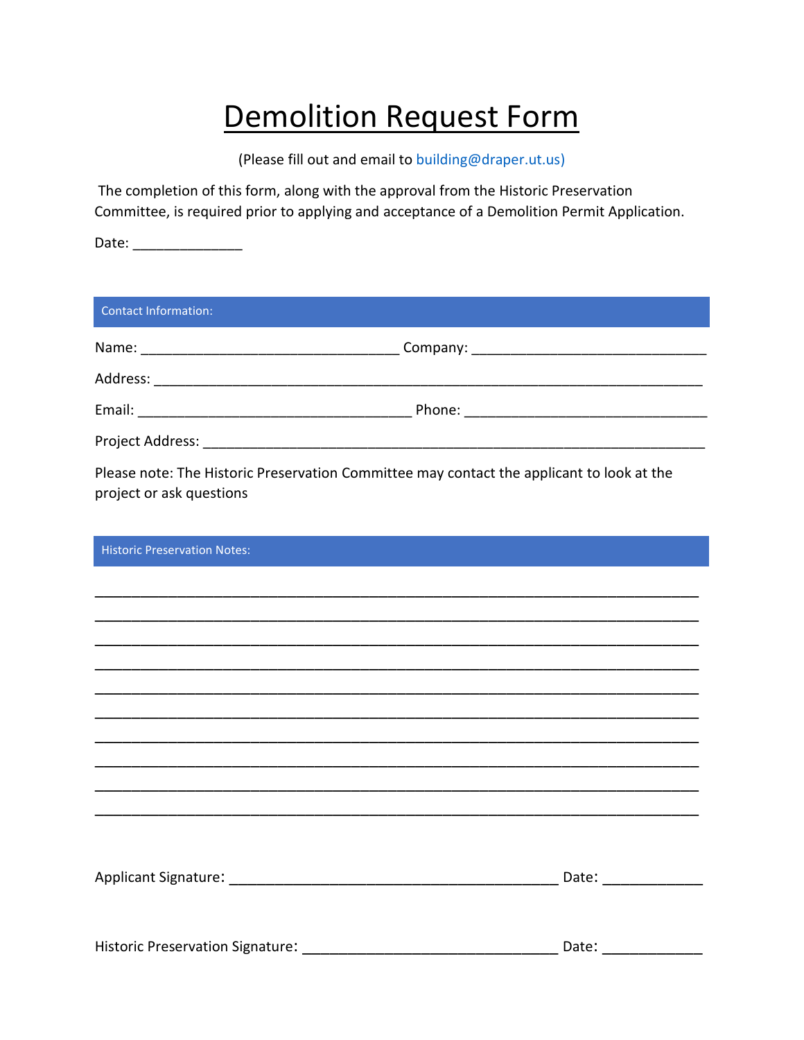# Demolition Request Form

(Please fill out and email to building@draper.ut.us)

The completion of this form, along with the approval from the Historic Preservation Committee, is required prior to applying and acceptance of a Demolition Permit Application.

Date: ______________

## Contact Information:

Name: _________________________________ Company: ______________________________

Address: _______________________________________________________________________

Email: ___________________________________ Phone: _______________________________

Project Address: ________________________________________________________________

Please note: The Historic Preservation Committee may contact the applicant to look at the project or ask questions

## Historic Preservation Notes:

_____________________________________________________________________________

_____________________________________________________________________________

_____________________________________________________________________________

_____________________________________________________________________________

_____________________________________________________________________________

_____________________________________________________________________________

_____________________________________________________________________________

_____________________________________________________________________________

_____________________________________________________________________________

_____________________________________________________________________________

Applicant Signature: __________________________________________ Date: ____________

Historic Preservation Signature: _________________________________ Date: ____________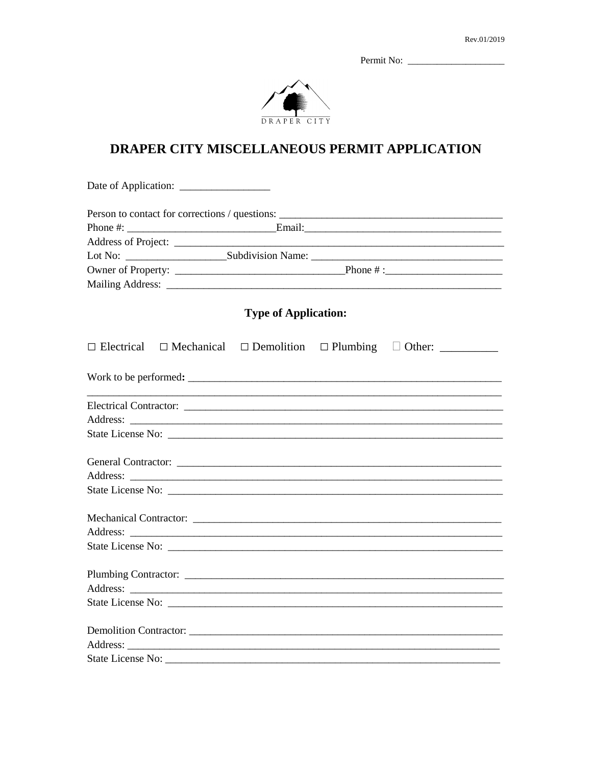Rev.01/2019

Permit No: ___________________

DRAPER CITY

# DRAPER CITY MISCELLANEOUS PERMIT APPLICATION

Date of Application: _________________

Person to contact for corrections / questions: ___________________________________________

Phone #: ____________________________ Email: _____________________________________

Address of Project: ________________________________________________________________

Lot No: ___________________ Subdivision Name: ____________________________________

Owner of Property: ________________________________ Phone # : ______________________

Mailing Address: _________________________________________________________________

## Type of Application:

☐ Electrical ☐ Mechanical ☐ Demolition ☐ Plumbing ☐ Other: __________

Work to be performed: ____________________________________________________________

________________________________________________________________________________

Electrical Contractor: _____________________________________________________________

Address: _______________________________________________________________________

State License No: ________________________________________________________________

General Contractor: _______________________________________________________________

Address: _______________________________________________________________________

State License No: ________________________________________________________________

Mechanical Contractor: ____________________________________________________________

Address: _______________________________________________________________________

State License No: ________________________________________________________________

Plumbing Contractor: ______________________________________________________________

Address: _______________________________________________________________________

State License No: ________________________________________________________________

Demolition Contractor: _____________________________________________________________

Address: _______________________________________________________________________

State License No: ________________________________________________________________